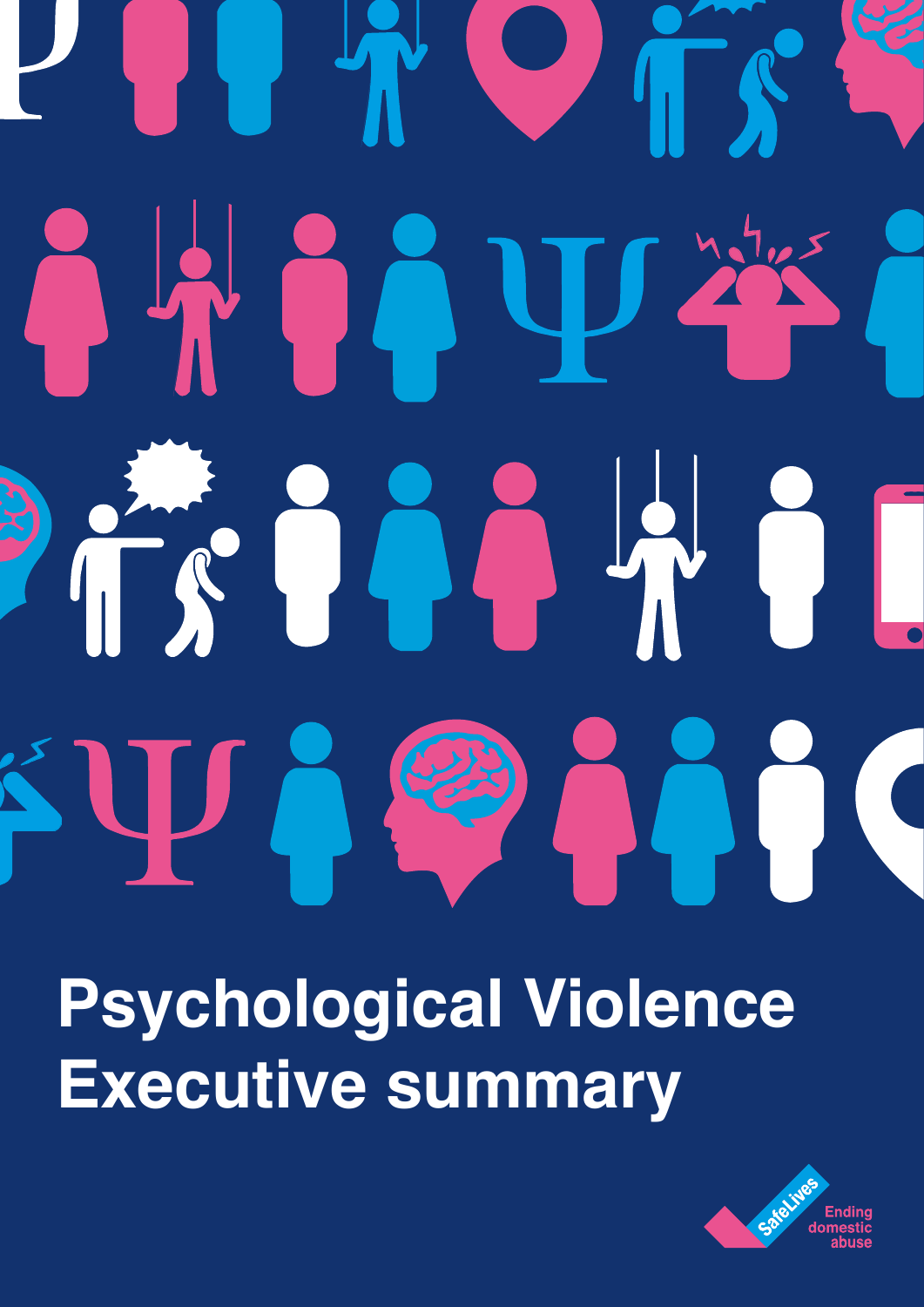# Psychological Violence Executive summary

SafeLives Ending domestic abuse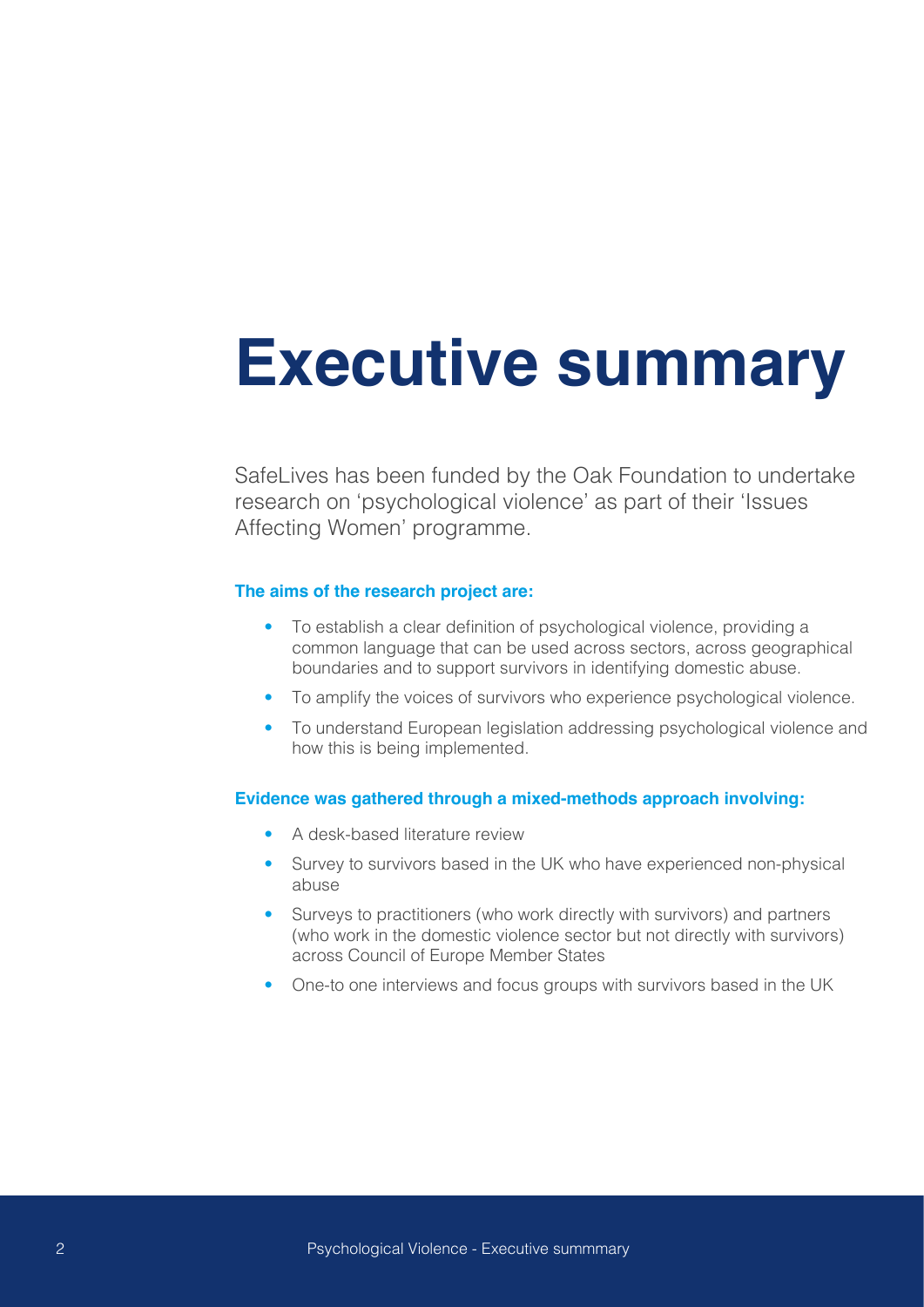# Executive summary

SafeLives has been funded by the Oak Foundation to undertake research on 'psychological violence' as part of their 'Issues Affecting Women' programme.

**The aims of the research project are:**

- To establish a clear definition of psychological violence, providing a common language that can be used across sectors, across geographical boundaries and to support survivors in identifying domestic abuse.
- To amplify the voices of survivors who experience psychological violence.
- To understand European legislation addressing psychological violence and how this is being implemented.

**Evidence was gathered through a mixed-methods approach involving:**

- A desk-based literature review
- Survey to survivors based in the UK who have experienced non-physical abuse
- Surveys to practitioners (who work directly with survivors) and partners (who work in the domestic violence sector but not directly with survivors) across Council of Europe Member States
- One-to one interviews and focus groups with survivors based in the UK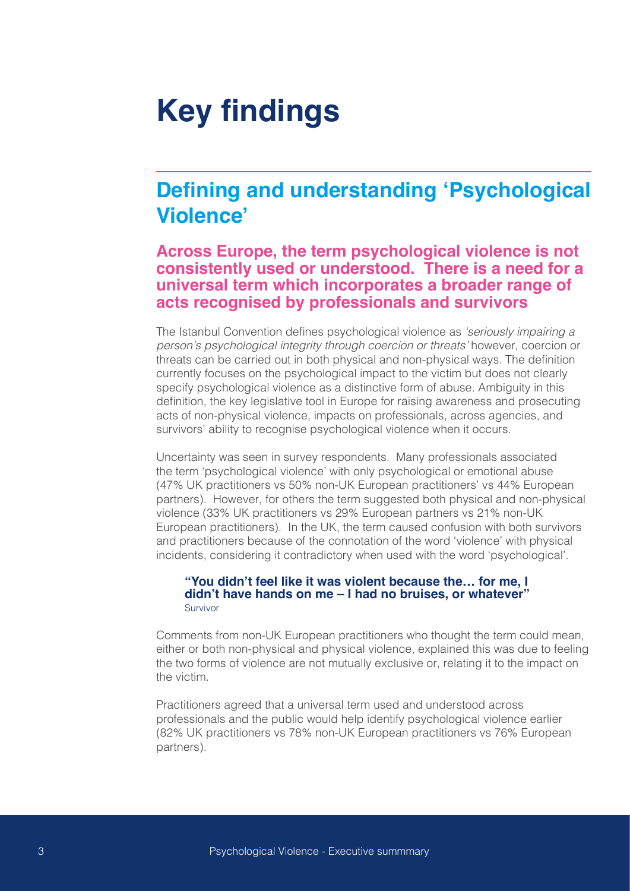# Key findings

## Defining and understanding 'Psychological Violence'

### Across Europe, the term psychological violence is not consistently used or understood. There is a need for a universal term which incorporates a broader range of acts recognised by professionals and survivors

The Istanbul Convention defines psychological violence as *'seriously impairing a person's psychological integrity through coercion or threats'* however, coercion or threats can be carried out in both physical and non-physical ways. The definition currently focuses on the psychological impact to the victim but does not clearly specify psychological violence as a distinctive form of abuse. Ambiguity in this definition, the key legislative tool in Europe for raising awareness and prosecuting acts of non-physical violence, impacts on professionals, across agencies, and survivors' ability to recognise psychological violence when it occurs.

Uncertainty was seen in survey respondents. Many professionals associated the term 'psychological violence' with only psychological or emotional abuse (47% UK practitioners vs 50% non-UK European practitioners' vs 44% European partners). However, for others the term suggested both physical and non-physical violence (33% UK practitioners vs 29% European partners vs 21% non-UK European practitioners). In the UK, the term caused confusion with both survivors and practitioners because of the connotation of the word 'violence' with physical incidents, considering it contradictory when used with the word 'psychological'.

> **"You didn't feel like it was violent because the… for me, I didn't have hands on me – I had no bruises, or whatever"**
> Survivor

Comments from non-UK European practitioners who thought the term could mean, either or both non-physical and physical violence, explained this was due to feeling the two forms of violence are not mutually exclusive or, relating it to the impact on the victim.

Practitioners agreed that a universal term used and understood across professionals and the public would help identify psychological violence earlier (82% UK practitioners vs 78% non-UK European practitioners vs 76% European partners).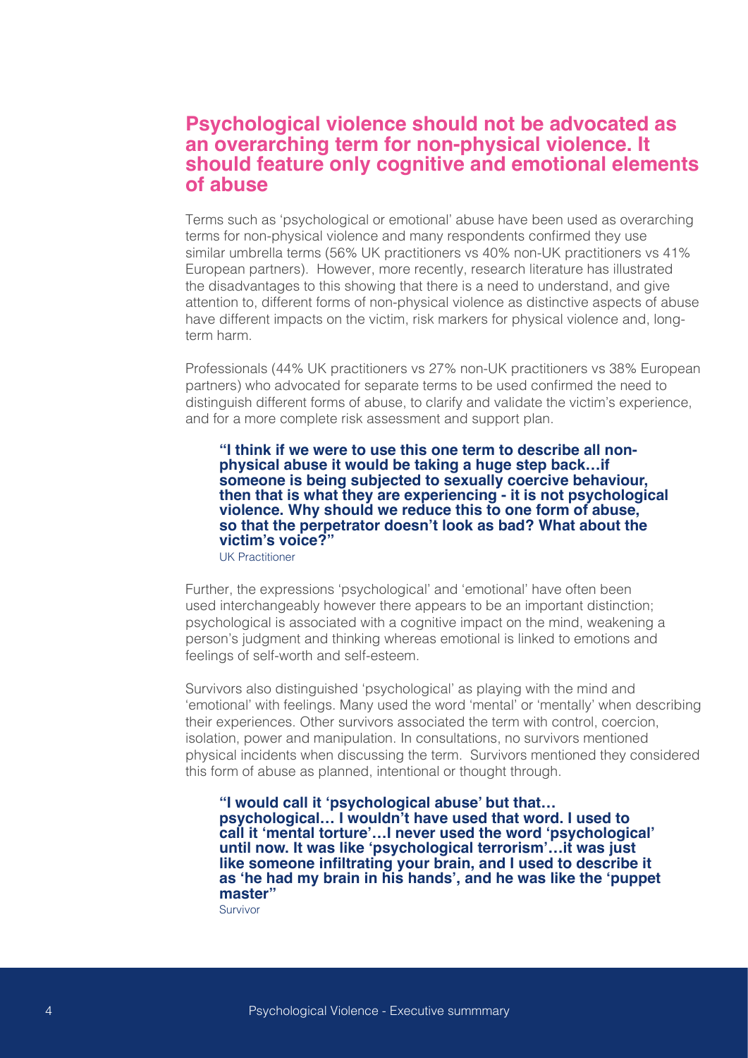## Psychological violence should not be advocated as an overarching term for non-physical violence. It should feature only cognitive and emotional elements of abuse

Terms such as 'psychological or emotional' abuse have been used as overarching terms for non-physical violence and many respondents confirmed they use similar umbrella terms (56% UK practitioners vs 40% non-UK practitioners vs 41% European partners). However, more recently, research literature has illustrated the disadvantages to this showing that there is a need to understand, and give attention to, different forms of non-physical violence as distinctive aspects of abuse have different impacts on the victim, risk markers for physical violence and, long-term harm.

Professionals (44% UK practitioners vs 27% non-UK practitioners vs 38% European partners) who advocated for separate terms to be used confirmed the need to distinguish different forms of abuse, to clarify and validate the victim's experience, and for a more complete risk assessment and support plan.

> **"I think if we were to use this one term to describe all non-physical abuse it would be taking a huge step back…if someone is being subjected to sexually coercive behaviour, then that is what they are experiencing - it is not psychological violence. Why should we reduce this to one form of abuse, so that the perpetrator doesn't look as bad? What about the victim's voice?"**
> UK Practitioner

Further, the expressions 'psychological' and 'emotional' have often been used interchangeably however there appears to be an important distinction; psychological is associated with a cognitive impact on the mind, weakening a person's judgment and thinking whereas emotional is linked to emotions and feelings of self-worth and self-esteem.

Survivors also distinguished 'psychological' as playing with the mind and 'emotional' with feelings. Many used the word 'mental' or 'mentally' when describing their experiences. Other survivors associated the term with control, coercion, isolation, power and manipulation. In consultations, no survivors mentioned physical incidents when discussing the term. Survivors mentioned they considered this form of abuse as planned, intentional or thought through.

> **"I would call it 'psychological abuse' but that… psychological… I wouldn't have used that word. I used to call it 'mental torture'…I never used the word 'psychological' until now. It was like 'psychological terrorism'…it was just like someone infiltrating your brain, and I used to describe it as 'he had my brain in his hands', and he was like the 'puppet master"**
> Survivor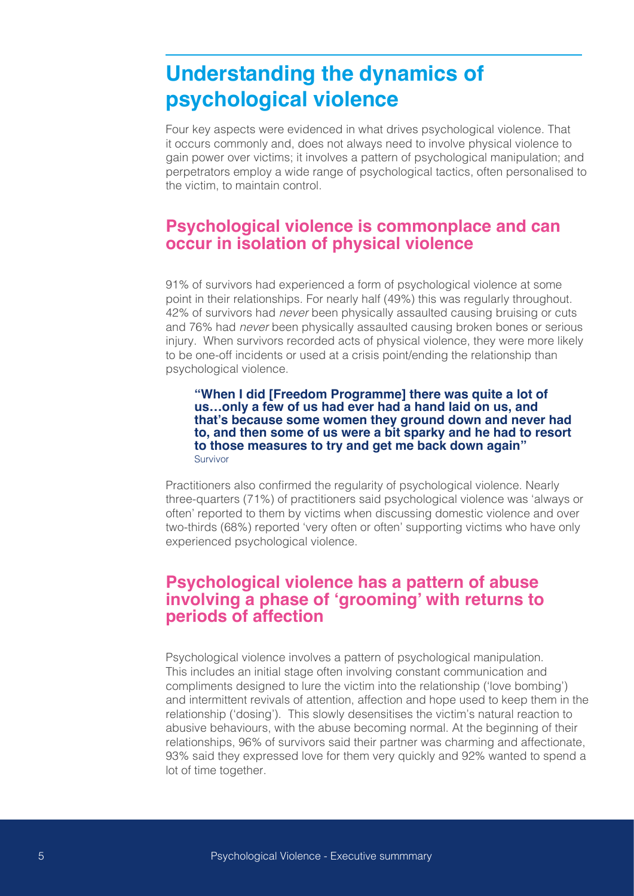## Understanding the dynamics of psychological violence

Four key aspects were evidenced in what drives psychological violence. That it occurs commonly and, does not always need to involve physical violence to gain power over victims; it involves a pattern of psychological manipulation; and perpetrators employ a wide range of psychological tactics, often personalised to the victim, to maintain control.

### Psychological violence is commonplace and can occur in isolation of physical violence

91% of survivors had experienced a form of psychological violence at some point in their relationships. For nearly half (49%) this was regularly throughout. 42% of survivors had *never* been physically assaulted causing bruising or cuts and 76% had *never* been physically assaulted causing broken bones or serious injury. When survivors recorded acts of physical violence, they were more likely to be one-off incidents or used at a crisis point/ending the relationship than psychological violence.

> **"When I did [Freedom Programme] there was quite a lot of us…only a few of us had ever had a hand laid on us, and that's because some women they ground down and never had to, and then some of us were a bit sparky and he had to resort to those measures to try and get me back down again"**
> Survivor

Practitioners also confirmed the regularity of psychological violence. Nearly three-quarters (71%) of practitioners said psychological violence was 'always or often' reported to them by victims when discussing domestic violence and over two-thirds (68%) reported 'very often or often' supporting victims who have only experienced psychological violence.

### Psychological violence has a pattern of abuse involving a phase of 'grooming' with returns to periods of affection

Psychological violence involves a pattern of psychological manipulation. This includes an initial stage often involving constant communication and compliments designed to lure the victim into the relationship ('love bombing') and intermittent revivals of attention, affection and hope used to keep them in the relationship ('dosing'). This slowly desensitises the victim's natural reaction to abusive behaviours, with the abuse becoming normal. At the beginning of their relationships, 96% of survivors said their partner was charming and affectionate, 93% said they expressed love for them very quickly and 92% wanted to spend a lot of time together.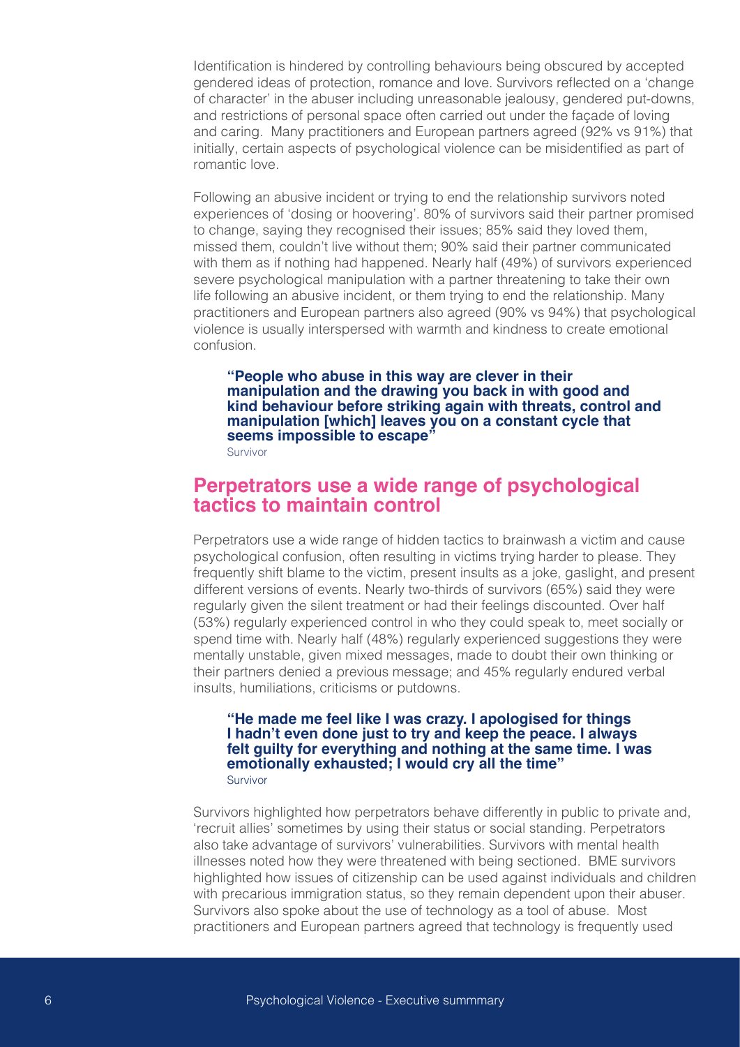Identification is hindered by controlling behaviours being obscured by accepted gendered ideas of protection, romance and love. Survivors reflected on a 'change of character' in the abuser including unreasonable jealousy, gendered put-downs, and restrictions of personal space often carried out under the façade of loving and caring. Many practitioners and European partners agreed (92% vs 91%) that initially, certain aspects of psychological violence can be misidentified as part of romantic love.

Following an abusive incident or trying to end the relationship survivors noted experiences of 'dosing or hoovering'. 80% of survivors said their partner promised to change, saying they recognised their issues; 85% said they loved them, missed them, couldn't live without them; 90% said their partner communicated with them as if nothing had happened. Nearly half (49%) of survivors experienced severe psychological manipulation with a partner threatening to take their own life following an abusive incident, or them trying to end the relationship. Many practitioners and European partners also agreed (90% vs 94%) that psychological violence is usually interspersed with warmth and kindness to create emotional confusion.

> **"People who abuse in this way are clever in their manipulation and the drawing you back in with good and kind behaviour before striking again with threats, control and manipulation [which] leaves you on a constant cycle that seems impossible to escape"**
> Survivor

## Perpetrators use a wide range of psychological tactics to maintain control

Perpetrators use a wide range of hidden tactics to brainwash a victim and cause psychological confusion, often resulting in victims trying harder to please. They frequently shift blame to the victim, present insults as a joke, gaslight, and present different versions of events. Nearly two-thirds of survivors (65%) said they were regularly given the silent treatment or had their feelings discounted. Over half (53%) regularly experienced control in who they could speak to, meet socially or spend time with. Nearly half (48%) regularly experienced suggestions they were mentally unstable, given mixed messages, made to doubt their own thinking or their partners denied a previous message; and 45% regularly endured verbal insults, humiliations, criticisms or putdowns.

> **"He made me feel like I was crazy. I apologised for things I hadn't even done just to try and keep the peace. I always felt guilty for everything and nothing at the same time. I was emotionally exhausted; I would cry all the time"**
> Survivor

Survivors highlighted how perpetrators behave differently in public to private and, 'recruit allies' sometimes by using their status or social standing. Perpetrators also take advantage of survivors' vulnerabilities. Survivors with mental health illnesses noted how they were threatened with being sectioned. BME survivors highlighted how issues of citizenship can be used against individuals and children with precarious immigration status, so they remain dependent upon their abuser. Survivors also spoke about the use of technology as a tool of abuse. Most practitioners and European partners agreed that technology is frequently used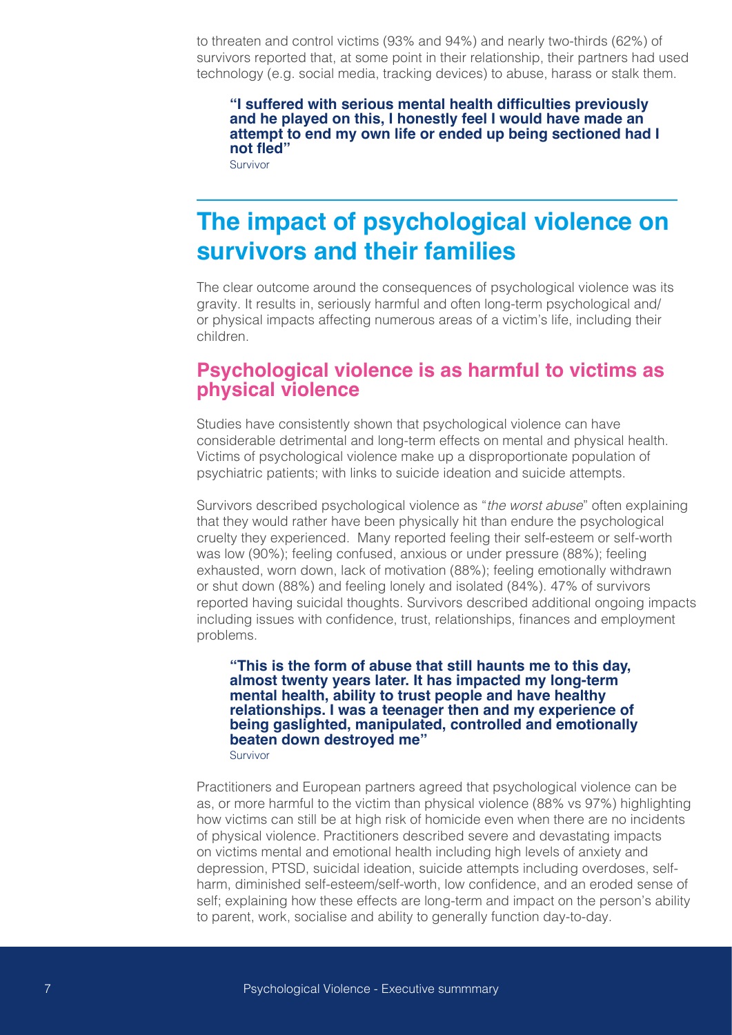to threaten and control victims (93% and 94%) and nearly two-thirds (62%) of survivors reported that, at some point in their relationship, their partners had used technology (e.g. social media, tracking devices) to abuse, harass or stalk them.

> **"I suffered with serious mental health difficulties previously and he played on this, I honestly feel I would have made an attempt to end my own life or ended up being sectioned had I not fled"**
> Survivor

## The impact of psychological violence on survivors and their families

The clear outcome around the consequences of psychological violence was its gravity. It results in, seriously harmful and often long-term psychological and/or physical impacts affecting numerous areas of a victim's life, including their children.

### Psychological violence is as harmful to victims as physical violence

Studies have consistently shown that psychological violence can have considerable detrimental and long-term effects on mental and physical health. Victims of psychological violence make up a disproportionate population of psychiatric patients; with links to suicide ideation and suicide attempts.

Survivors described psychological violence as "*the worst abuse*" often explaining that they would rather have been physically hit than endure the psychological cruelty they experienced. Many reported feeling their self-esteem or self-worth was low (90%); feeling confused, anxious or under pressure (88%); feeling exhausted, worn down, lack of motivation (88%); feeling emotionally withdrawn or shut down (88%) and feeling lonely and isolated (84%). 47% of survivors reported having suicidal thoughts. Survivors described additional ongoing impacts including issues with confidence, trust, relationships, finances and employment problems.

> **"This is the form of abuse that still haunts me to this day, almost twenty years later. It has impacted my long-term mental health, ability to trust people and have healthy relationships. I was a teenager then and my experience of being gaslighted, manipulated, controlled and emotionally beaten down destroyed me"**
> Survivor

Practitioners and European partners agreed that psychological violence can be as, or more harmful to the victim than physical violence (88% vs 97%) highlighting how victims can still be at high risk of homicide even when there are no incidents of physical violence. Practitioners described severe and devastating impacts on victims mental and emotional health including high levels of anxiety and depression, PTSD, suicidal ideation, suicide attempts including overdoses, self-harm, diminished self-esteem/self-worth, low confidence, and an eroded sense of self; explaining how these effects are long-term and impact on the person's ability to parent, work, socialise and ability to generally function day-to-day.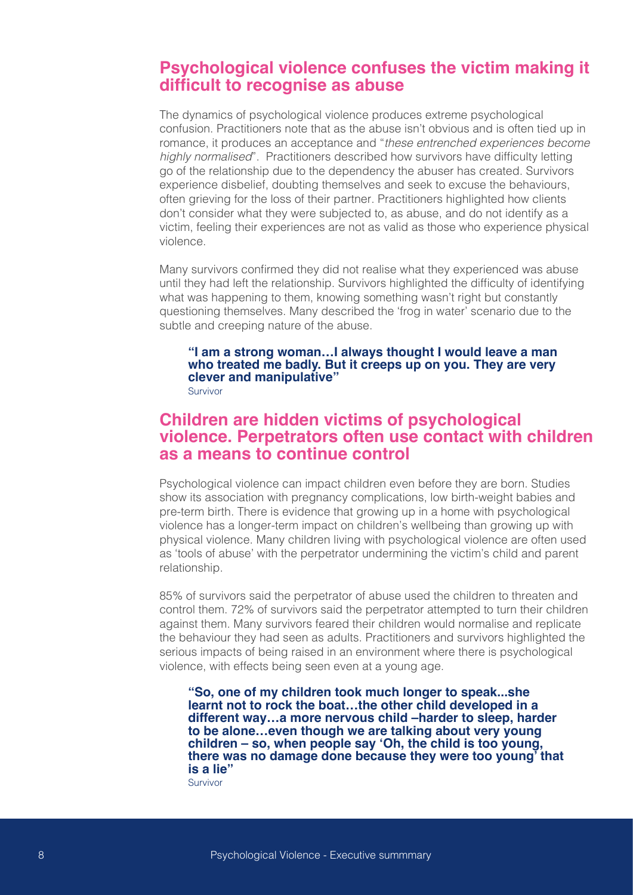## Psychological violence confuses the victim making it difficult to recognise as abuse

The dynamics of psychological violence produces extreme psychological confusion. Practitioners note that as the abuse isn't obvious and is often tied up in romance, it produces an acceptance and "*these entrenched experiences become highly normalised*". Practitioners described how survivors have difficulty letting go of the relationship due to the dependency the abuser has created. Survivors experience disbelief, doubting themselves and seek to excuse the behaviours, often grieving for the loss of their partner. Practitioners highlighted how clients don't consider what they were subjected to, as abuse, and do not identify as a victim, feeling their experiences are not as valid as those who experience physical violence.

Many survivors confirmed they did not realise what they experienced was abuse until they had left the relationship. Survivors highlighted the difficulty of identifying what was happening to them, knowing something wasn't right but constantly questioning themselves. Many described the 'frog in water' scenario due to the subtle and creeping nature of the abuse.

> **"I am a strong woman…I always thought I would leave a man who treated me badly. But it creeps up on you. They are very clever and manipulative"**
> Survivor

## Children are hidden victims of psychological violence. Perpetrators often use contact with children as a means to continue control

Psychological violence can impact children even before they are born. Studies show its association with pregnancy complications, low birth-weight babies and pre-term birth. There is evidence that growing up in a home with psychological violence has a longer-term impact on children's wellbeing than growing up with physical violence. Many children living with psychological violence are often used as 'tools of abuse' with the perpetrator undermining the victim's child and parent relationship.

85% of survivors said the perpetrator of abuse used the children to threaten and control them. 72% of survivors said the perpetrator attempted to turn their children against them. Many survivors feared their children would normalise and replicate the behaviour they had seen as adults. Practitioners and survivors highlighted the serious impacts of being raised in an environment where there is psychological violence, with effects being seen even at a young age.

> **"So, one of my children took much longer to speak...she learnt not to rock the boat…the other child developed in a different way…a more nervous child –harder to sleep, harder to be alone…even though we are talking about very young children – so, when people say 'Oh, the child is too young, there was no damage done because they were too young' that is a lie"**
> Survivor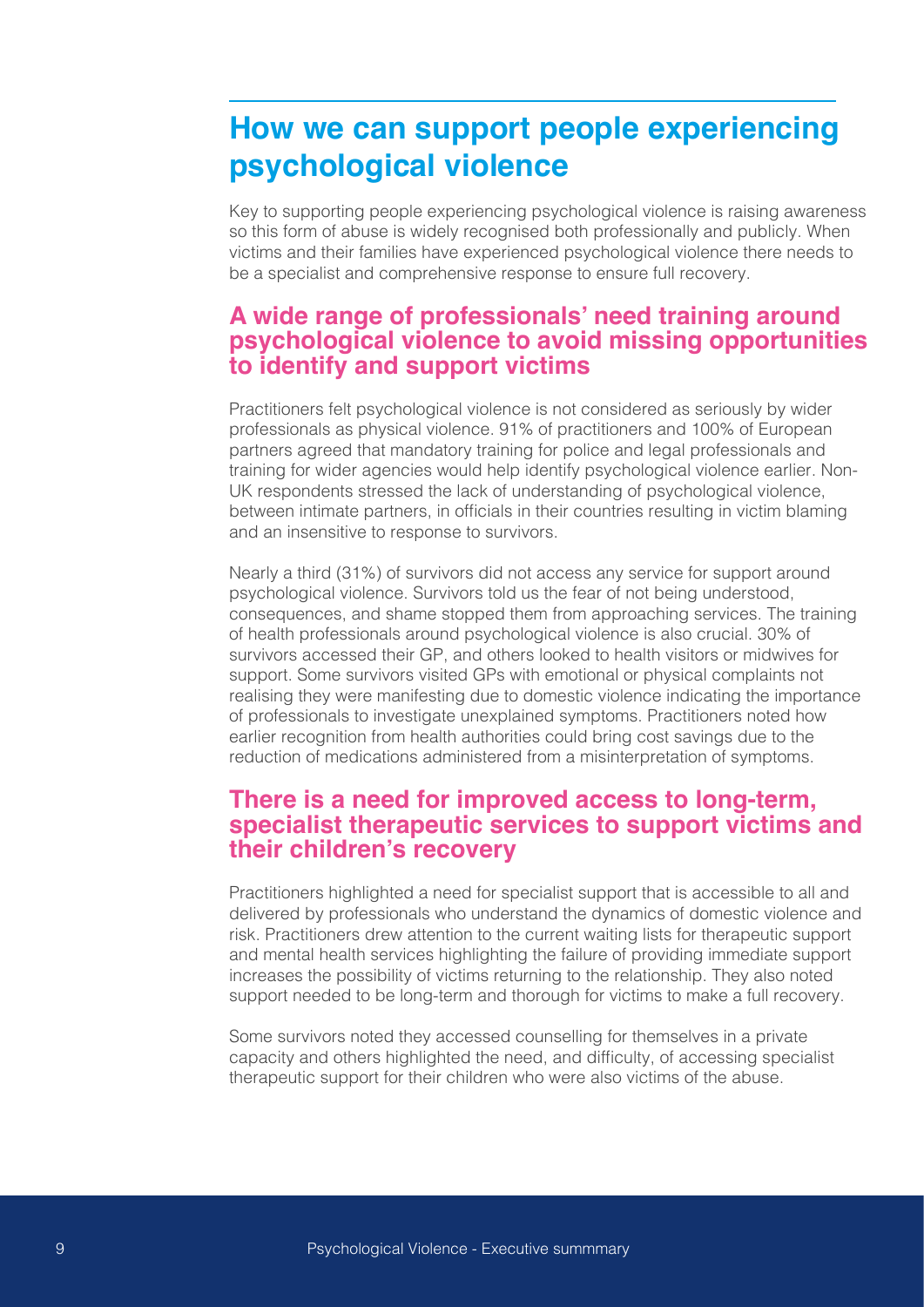# How we can support people experiencing psychological violence

Key to supporting people experiencing psychological violence is raising awareness so this form of abuse is widely recognised both professionally and publicly. When victims and their families have experienced psychological violence there needs to be a specialist and comprehensive response to ensure full recovery.

## A wide range of professionals' need training around psychological violence to avoid missing opportunities to identify and support victims

Practitioners felt psychological violence is not considered as seriously by wider professionals as physical violence. 91% of practitioners and 100% of European partners agreed that mandatory training for police and legal professionals and training for wider agencies would help identify psychological violence earlier. Non-UK respondents stressed the lack of understanding of psychological violence, between intimate partners, in officials in their countries resulting in victim blaming and an insensitive to response to survivors.

Nearly a third (31%) of survivors did not access any service for support around psychological violence. Survivors told us the fear of not being understood, consequences, and shame stopped them from approaching services. The training of health professionals around psychological violence is also crucial. 30% of survivors accessed their GP, and others looked to health visitors or midwives for support. Some survivors visited GPs with emotional or physical complaints not realising they were manifesting due to domestic violence indicating the importance of professionals to investigate unexplained symptoms. Practitioners noted how earlier recognition from health authorities could bring cost savings due to the reduction of medications administered from a misinterpretation of symptoms.

## There is a need for improved access to long-term, specialist therapeutic services to support victims and their children's recovery

Practitioners highlighted a need for specialist support that is accessible to all and delivered by professionals who understand the dynamics of domestic violence and risk. Practitioners drew attention to the current waiting lists for therapeutic support and mental health services highlighting the failure of providing immediate support increases the possibility of victims returning to the relationship. They also noted support needed to be long-term and thorough for victims to make a full recovery.

Some survivors noted they accessed counselling for themselves in a private capacity and others highlighted the need, and difficulty, of accessing specialist therapeutic support for their children who were also victims of the abuse.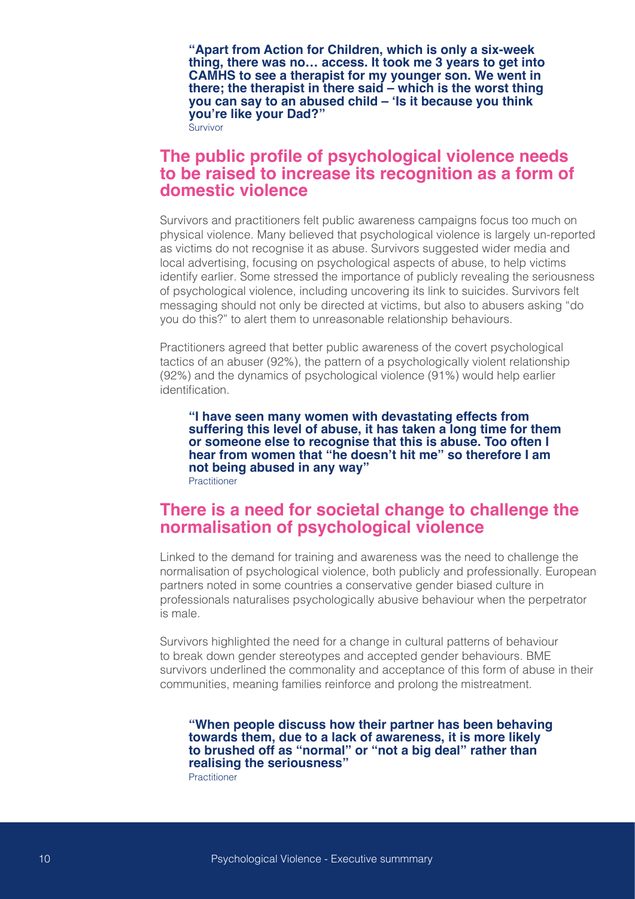**"Apart from Action for Children, which is only a six-week thing, there was no… access. It took me 3 years to get into CAMHS to see a therapist for my younger son. We went in there; the therapist in there said – which is the worst thing you can say to an abused child – 'Is it because you think you're like your Dad?"**
Survivor

## The public profile of psychological violence needs to be raised to increase its recognition as a form of domestic violence

Survivors and practitioners felt public awareness campaigns focus too much on physical violence. Many believed that psychological violence is largely un-reported as victims do not recognise it as abuse. Survivors suggested wider media and local advertising, focusing on psychological aspects of abuse, to help victims identify earlier. Some stressed the importance of publicly revealing the seriousness of psychological violence, including uncovering its link to suicides. Survivors felt messaging should not only be directed at victims, but also to abusers asking "do you do this?" to alert them to unreasonable relationship behaviours.

Practitioners agreed that better public awareness of the covert psychological tactics of an abuser (92%), the pattern of a psychologically violent relationship (92%) and the dynamics of psychological violence (91%) would help earlier identification.

**"I have seen many women with devastating effects from suffering this level of abuse, it has taken a long time for them or someone else to recognise that this is abuse. Too often I hear from women that "he doesn't hit me" so therefore I am not being abused in any way"**
Practitioner

## There is a need for societal change to challenge the normalisation of psychological violence

Linked to the demand for training and awareness was the need to challenge the normalisation of psychological violence, both publicly and professionally. European partners noted in some countries a conservative gender biased culture in professionals naturalises psychologically abusive behaviour when the perpetrator is male.

Survivors highlighted the need for a change in cultural patterns of behaviour to break down gender stereotypes and accepted gender behaviours. BME survivors underlined the commonality and acceptance of this form of abuse in their communities, meaning families reinforce and prolong the mistreatment.

**"When people discuss how their partner has been behaving towards them, due to a lack of awareness, it is more likely to brushed off as "normal" or "not a big deal" rather than realising the seriousness"**
Practitioner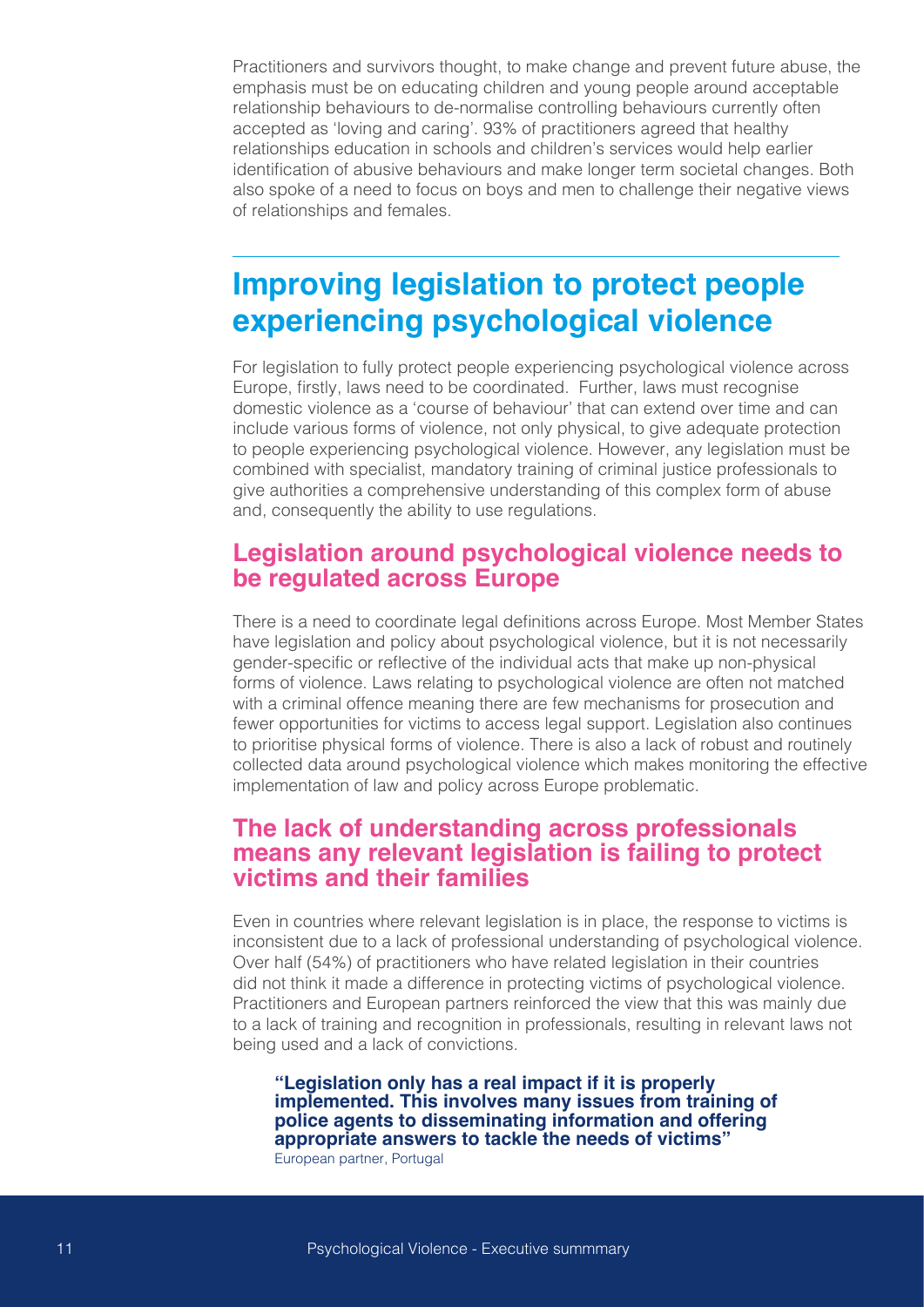Practitioners and survivors thought, to make change and prevent future abuse, the emphasis must be on educating children and young people around acceptable relationship behaviours to de-normalise controlling behaviours currently often accepted as 'loving and caring'. 93% of practitioners agreed that healthy relationships education in schools and children's services would help earlier identification of abusive behaviours and make longer term societal changes. Both also spoke of a need to focus on boys and men to challenge their negative views of relationships and females.

# Improving legislation to protect people experiencing psychological violence

For legislation to fully protect people experiencing psychological violence across Europe, firstly, laws need to be coordinated. Further, laws must recognise domestic violence as a 'course of behaviour' that can extend over time and can include various forms of violence, not only physical, to give adequate protection to people experiencing psychological violence. However, any legislation must be combined with specialist, mandatory training of criminal justice professionals to give authorities a comprehensive understanding of this complex form of abuse and, consequently the ability to use regulations.

## Legislation around psychological violence needs to be regulated across Europe

There is a need to coordinate legal definitions across Europe. Most Member States have legislation and policy about psychological violence, but it is not necessarily gender-specific or reflective of the individual acts that make up non-physical forms of violence. Laws relating to psychological violence are often not matched with a criminal offence meaning there are few mechanisms for prosecution and fewer opportunities for victims to access legal support. Legislation also continues to prioritise physical forms of violence. There is also a lack of robust and routinely collected data around psychological violence which makes monitoring the effective implementation of law and policy across Europe problematic.

## The lack of understanding across professionals means any relevant legislation is failing to protect victims and their families

Even in countries where relevant legislation is in place, the response to victims is inconsistent due to a lack of professional understanding of psychological violence. Over half (54%) of practitioners who have related legislation in their countries did not think it made a difference in protecting victims of psychological violence. Practitioners and European partners reinforced the view that this was mainly due to a lack of training and recognition in professionals, resulting in relevant laws not being used and a lack of convictions.

> **"Legislation only has a real impact if it is properly implemented. This involves many issues from training of police agents to disseminating information and offering appropriate answers to tackle the needs of victims"**
> European partner, Portugal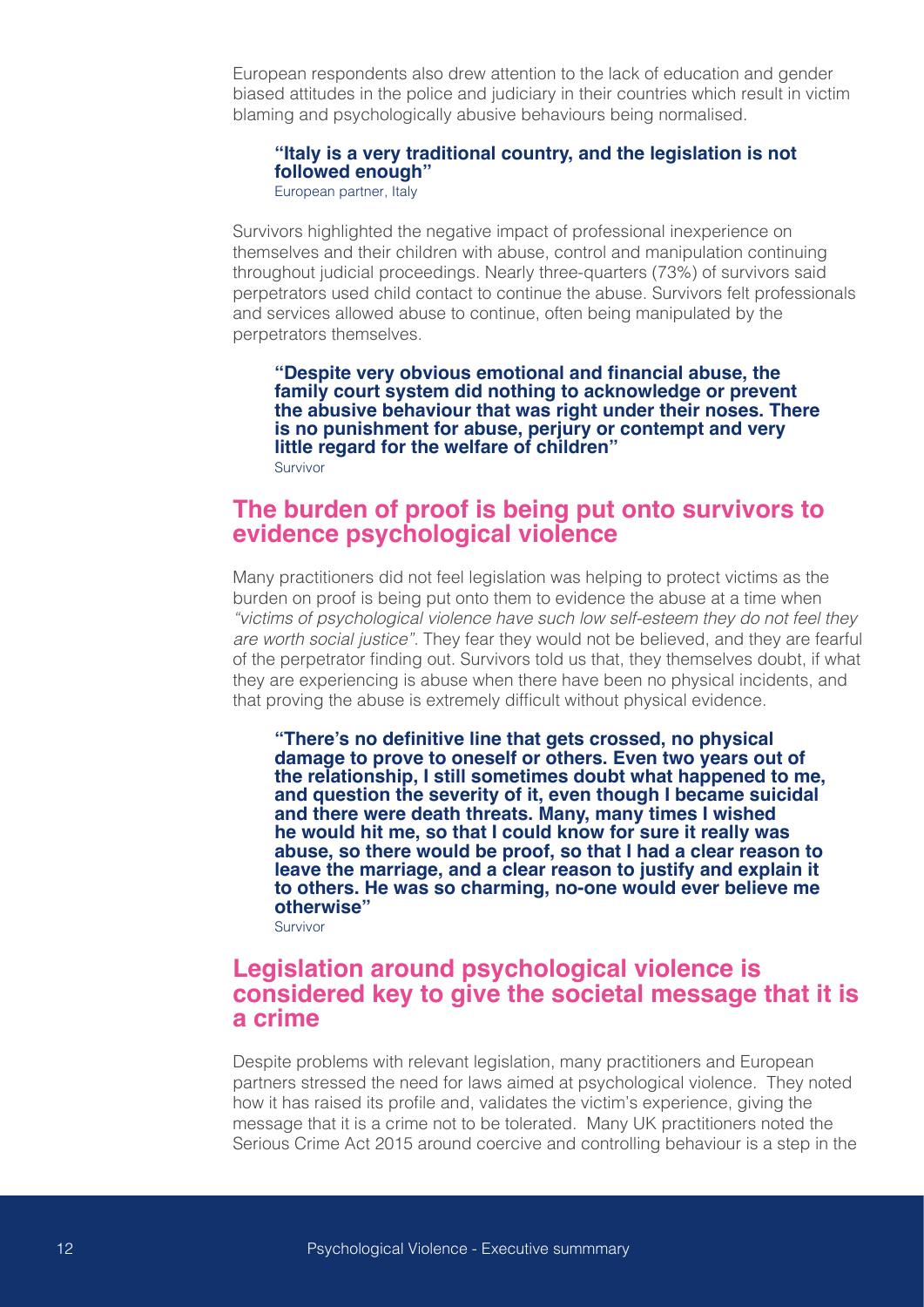European respondents also drew attention to the lack of education and gender biased attitudes in the police and judiciary in their countries which result in victim blaming and psychologically abusive behaviours being normalised.

> **"Italy is a very traditional country, and the legislation is not followed enough"**
> European partner, Italy

Survivors highlighted the negative impact of professional inexperience on themselves and their children with abuse, control and manipulation continuing throughout judicial proceedings. Nearly three-quarters (73%) of survivors said perpetrators used child contact to continue the abuse. Survivors felt professionals and services allowed abuse to continue, often being manipulated by the perpetrators themselves.

> **"Despite very obvious emotional and financial abuse, the family court system did nothing to acknowledge or prevent the abusive behaviour that was right under their noses. There is no punishment for abuse, perjury or contempt and very little regard for the welfare of children"**
> Survivor

## The burden of proof is being put onto survivors to evidence psychological violence

Many practitioners did not feel legislation was helping to protect victims as the burden on proof is being put onto them to evidence the abuse at a time when *"victims of psychological violence have such low self-esteem they do not feel they are worth social justice"*. They fear they would not be believed, and they are fearful of the perpetrator finding out. Survivors told us that, they themselves doubt, if what they are experiencing is abuse when there have been no physical incidents, and that proving the abuse is extremely difficult without physical evidence.

> **"There's no definitive line that gets crossed, no physical damage to prove to oneself or others. Even two years out of the relationship, I still sometimes doubt what happened to me, and question the severity of it, even though I became suicidal and there were death threats. Many, many times I wished he would hit me, so that I could know for sure it really was abuse, so there would be proof, so that I had a clear reason to leave the marriage, and a clear reason to justify and explain it to others. He was so charming, no-one would ever believe me otherwise"**
> Survivor

## Legislation around psychological violence is considered key to give the societal message that it is a crime

Despite problems with relevant legislation, many practitioners and European partners stressed the need for laws aimed at psychological violence. They noted how it has raised its profile and, validates the victim's experience, giving the message that it is a crime not to be tolerated. Many UK practitioners noted the Serious Crime Act 2015 around coercive and controlling behaviour is a step in the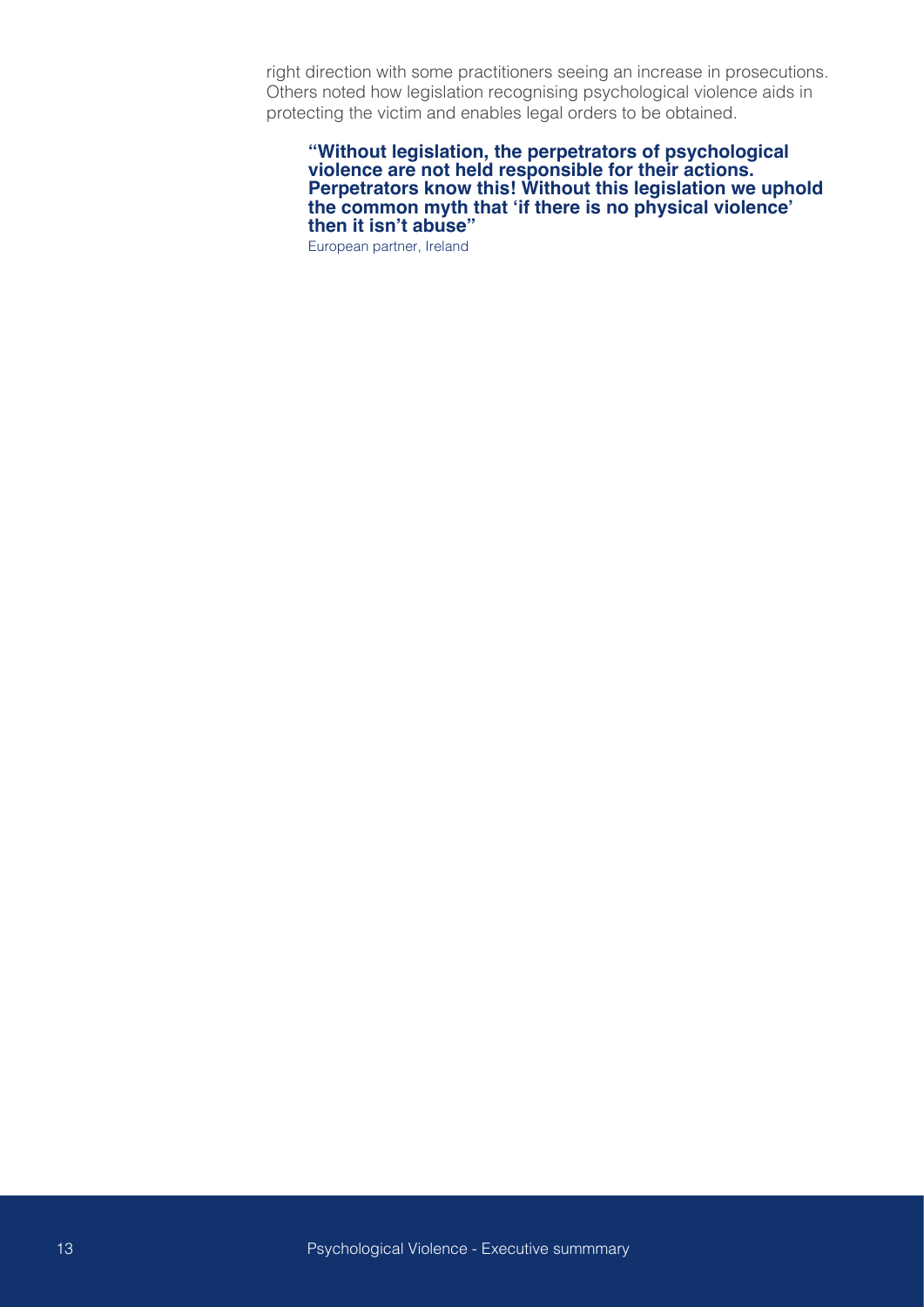right direction with some practitioners seeing an increase in prosecutions. Others noted how legislation recognising psychological violence aids in protecting the victim and enables legal orders to be obtained.

> **"Without legislation, the perpetrators of psychological violence are not held responsible for their actions. Perpetrators know this! Without this legislation we uphold the common myth that 'if there is no physical violence' then it isn't abuse"**
>
> European partner, Ireland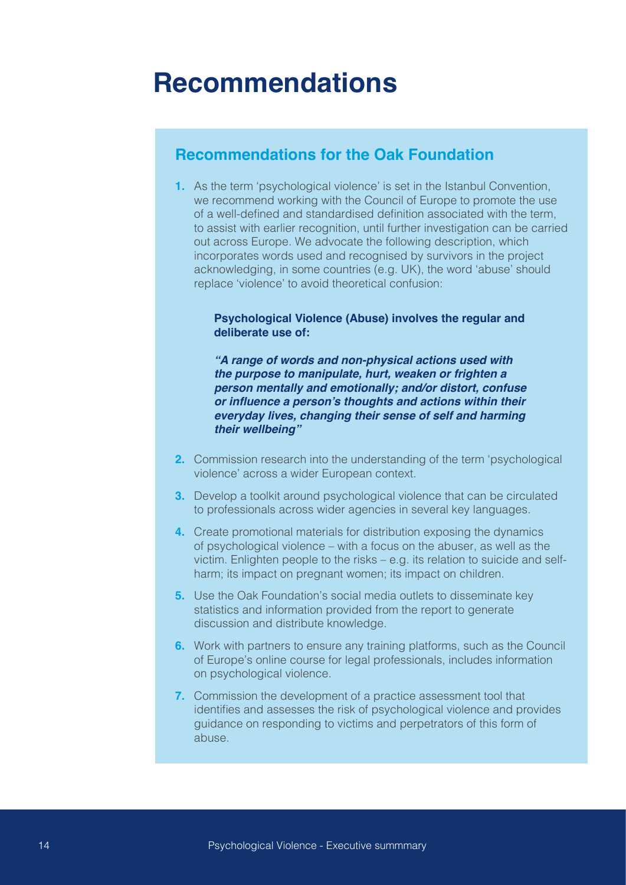# Recommendations

## Recommendations for the Oak Foundation

1. As the term 'psychological violence' is set in the Istanbul Convention, we recommend working with the Council of Europe to promote the use of a well-defined and standardised definition associated with the term, to assist with earlier recognition, until further investigation can be carried out across Europe. We advocate the following description, which incorporates words used and recognised by survivors in the project acknowledging, in some countries (e.g. UK), the word 'abuse' should replace 'violence' to avoid theoretical confusion:

   **Psychological Violence (Abuse) involves the regular and deliberate use of:**

   ***"A range of words and non-physical actions used with the purpose to manipulate, hurt, weaken or frighten a person mentally and emotionally; and/or distort, confuse or influence a person's thoughts and actions within their everyday lives, changing their sense of self and harming their wellbeing"***

2. Commission research into the understanding of the term 'psychological violence' across a wider European context.
3. Develop a toolkit around psychological violence that can be circulated to professionals across wider agencies in several key languages.
4. Create promotional materials for distribution exposing the dynamics of psychological violence – with a focus on the abuser, as well as the victim. Enlighten people to the risks – e.g. its relation to suicide and self-harm; its impact on pregnant women; its impact on children.
5. Use the Oak Foundation's social media outlets to disseminate key statistics and information provided from the report to generate discussion and distribute knowledge.
6. Work with partners to ensure any training platforms, such as the Council of Europe's online course for legal professionals, includes information on psychological violence.
7. Commission the development of a practice assessment tool that identifies and assesses the risk of psychological violence and provides guidance on responding to victims and perpetrators of this form of abuse.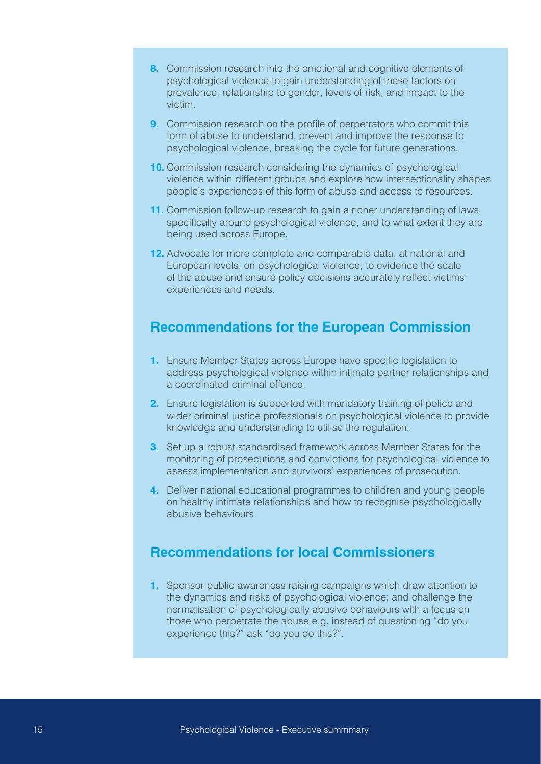8. Commission research into the emotional and cognitive elements of psychological violence to gain understanding of these factors on prevalence, relationship to gender, levels of risk, and impact to the victim.
9. Commission research on the profile of perpetrators who commit this form of abuse to understand, prevent and improve the response to psychological violence, breaking the cycle for future generations.
10. Commission research considering the dynamics of psychological violence within different groups and explore how intersectionality shapes people's experiences of this form of abuse and access to resources.
11. Commission follow-up research to gain a richer understanding of laws specifically around psychological violence, and to what extent they are being used across Europe.
12. Advocate for more complete and comparable data, at national and European levels, on psychological violence, to evidence the scale of the abuse and ensure policy decisions accurately reflect victims' experiences and needs.

## Recommendations for the European Commission

1. Ensure Member States across Europe have specific legislation to address psychological violence within intimate partner relationships and a coordinated criminal offence.
2. Ensure legislation is supported with mandatory training of police and wider criminal justice professionals on psychological violence to provide knowledge and understanding to utilise the regulation.
3. Set up a robust standardised framework across Member States for the monitoring of prosecutions and convictions for psychological violence to assess implementation and survivors' experiences of prosecution.
4. Deliver national educational programmes to children and young people on healthy intimate relationships and how to recognise psychologically abusive behaviours.

## Recommendations for local Commissioners

1. Sponsor public awareness raising campaigns which draw attention to the dynamics and risks of psychological violence; and challenge the normalisation of psychologically abusive behaviours with a focus on those who perpetrate the abuse e.g. instead of questioning "do you experience this?" ask "do you do this?".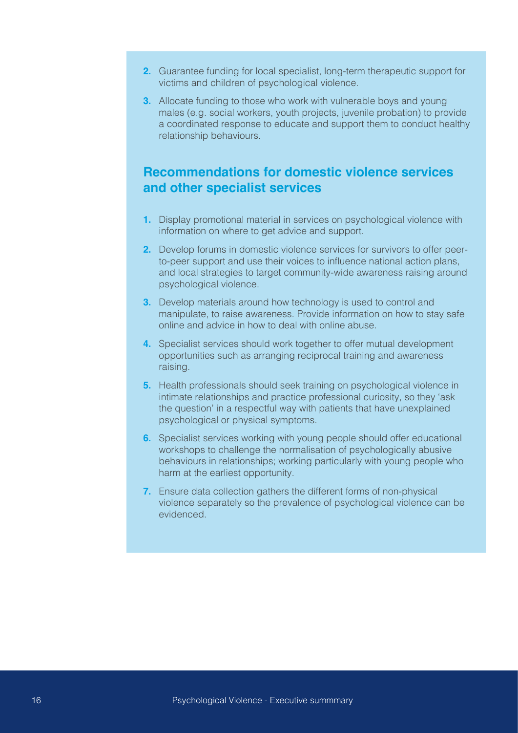2. Guarantee funding for local specialist, long-term therapeutic support for victims and children of psychological violence.
3. Allocate funding to those who work with vulnerable boys and young males (e.g. social workers, youth projects, juvenile probation) to provide a coordinated response to educate and support them to conduct healthy relationship behaviours.

## Recommendations for domestic violence services and other specialist services

1. Display promotional material in services on psychological violence with information on where to get advice and support.
2. Develop forums in domestic violence services for survivors to offer peer-to-peer support and use their voices to influence national action plans, and local strategies to target community-wide awareness raising around psychological violence.
3. Develop materials around how technology is used to control and manipulate, to raise awareness. Provide information on how to stay safe online and advice in how to deal with online abuse.
4. Specialist services should work together to offer mutual development opportunities such as arranging reciprocal training and awareness raising.
5. Health professionals should seek training on psychological violence in intimate relationships and practice professional curiosity, so they 'ask the question' in a respectful way with patients that have unexplained psychological or physical symptoms.
6. Specialist services working with young people should offer educational workshops to challenge the normalisation of psychologically abusive behaviours in relationships; working particularly with young people who harm at the earliest opportunity.
7. Ensure data collection gathers the different forms of non-physical violence separately so the prevalence of psychological violence can be evidenced.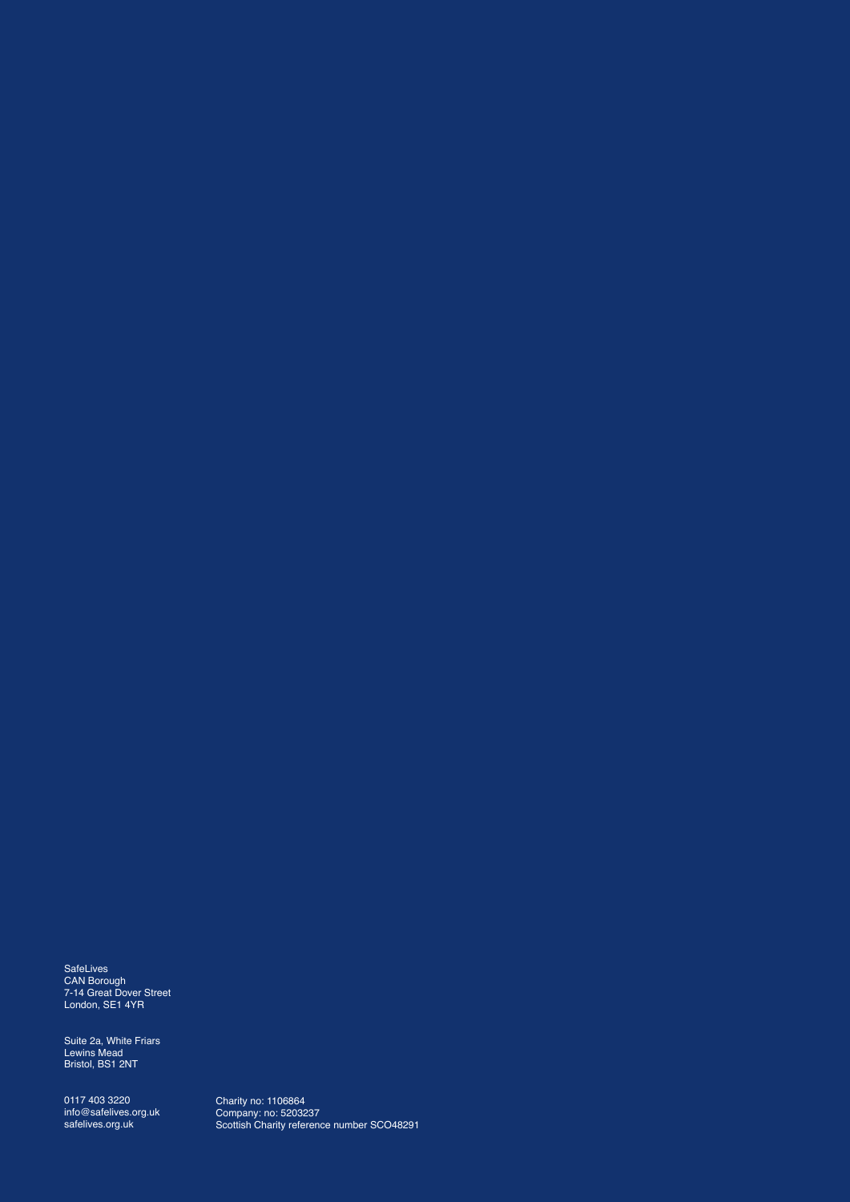SafeLives
CAN Borough
7-14 Great Dover Street
London, SE1 4YR

Suite 2a, White Friars
Lewins Mead
Bristol, BS1 2NT

0117 403 3220
info@safelives.org.uk
safelives.org.uk

Charity no: 1106864
Company: no: 5203237
Scottish Charity reference number SCO48291